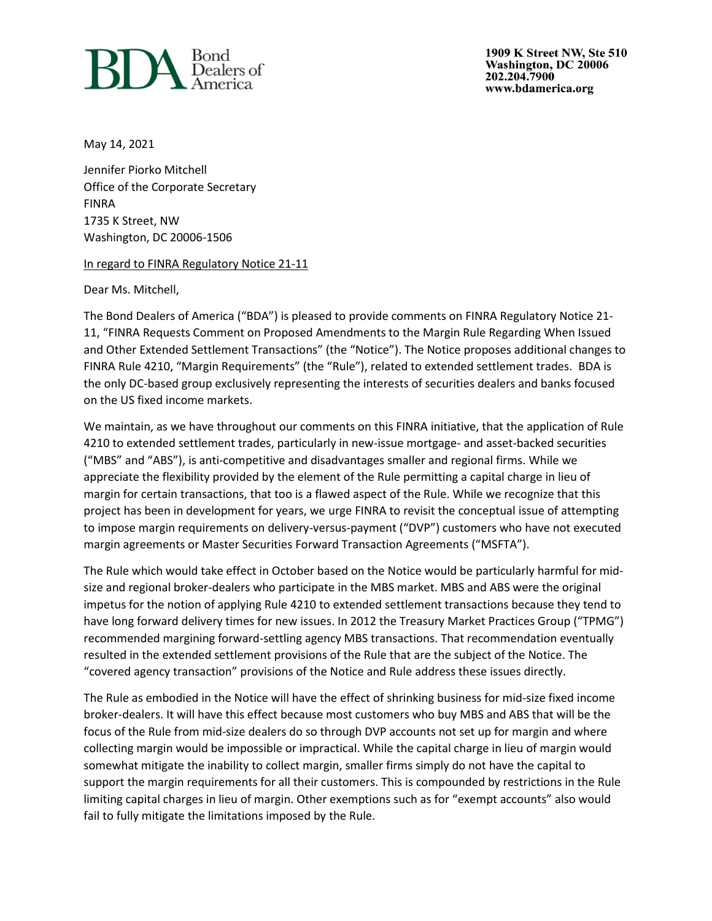**BDA** Bond Dealers of America

1909 K Street NW, Ste 510
Washington, DC 20006
202.204.7900
www.bdamerica.org

May 14, 2021

Jennifer Piorko Mitchell
Office of the Corporate Secretary
FINRA
1735 K Street, NW
Washington, DC 20006-1506

In regard to FINRA Regulatory Notice 21-11

Dear Ms. Mitchell,

The Bond Dealers of America ("BDA") is pleased to provide comments on FINRA Regulatory Notice 21-11, "FINRA Requests Comment on Proposed Amendments to the Margin Rule Regarding When Issued and Other Extended Settlement Transactions" (the "Notice"). The Notice proposes additional changes to FINRA Rule 4210, "Margin Requirements" (the "Rule"), related to extended settlement trades. BDA is the only DC-based group exclusively representing the interests of securities dealers and banks focused on the US fixed income markets.

We maintain, as we have throughout our comments on this FINRA initiative, that the application of Rule 4210 to extended settlement trades, particularly in new-issue mortgage- and asset-backed securities ("MBS" and "ABS"), is anti-competitive and disadvantages smaller and regional firms. While we appreciate the flexibility provided by the element of the Rule permitting a capital charge in lieu of margin for certain transactions, that too is a flawed aspect of the Rule. While we recognize that this project has been in development for years, we urge FINRA to revisit the conceptual issue of attempting to impose margin requirements on delivery-versus-payment ("DVP") customers who have not executed margin agreements or Master Securities Forward Transaction Agreements ("MSFTA").

The Rule which would take effect in October based on the Notice would be particularly harmful for mid-size and regional broker-dealers who participate in the MBS market. MBS and ABS were the original impetus for the notion of applying Rule 4210 to extended settlement transactions because they tend to have long forward delivery times for new issues. In 2012 the Treasury Market Practices Group ("TPMG") recommended margining forward-settling agency MBS transactions. That recommendation eventually resulted in the extended settlement provisions of the Rule that are the subject of the Notice. The "covered agency transaction" provisions of the Notice and Rule address these issues directly.

The Rule as embodied in the Notice will have the effect of shrinking business for mid-size fixed income broker-dealers. It will have this effect because most customers who buy MBS and ABS that will be the focus of the Rule from mid-size dealers do so through DVP accounts not set up for margin and where collecting margin would be impossible or impractical. While the capital charge in lieu of margin would somewhat mitigate the inability to collect margin, smaller firms simply do not have the capital to support the margin requirements for all their customers. This is compounded by restrictions in the Rule limiting capital charges in lieu of margin. Other exemptions such as for "exempt accounts" also would fail to fully mitigate the limitations imposed by the Rule.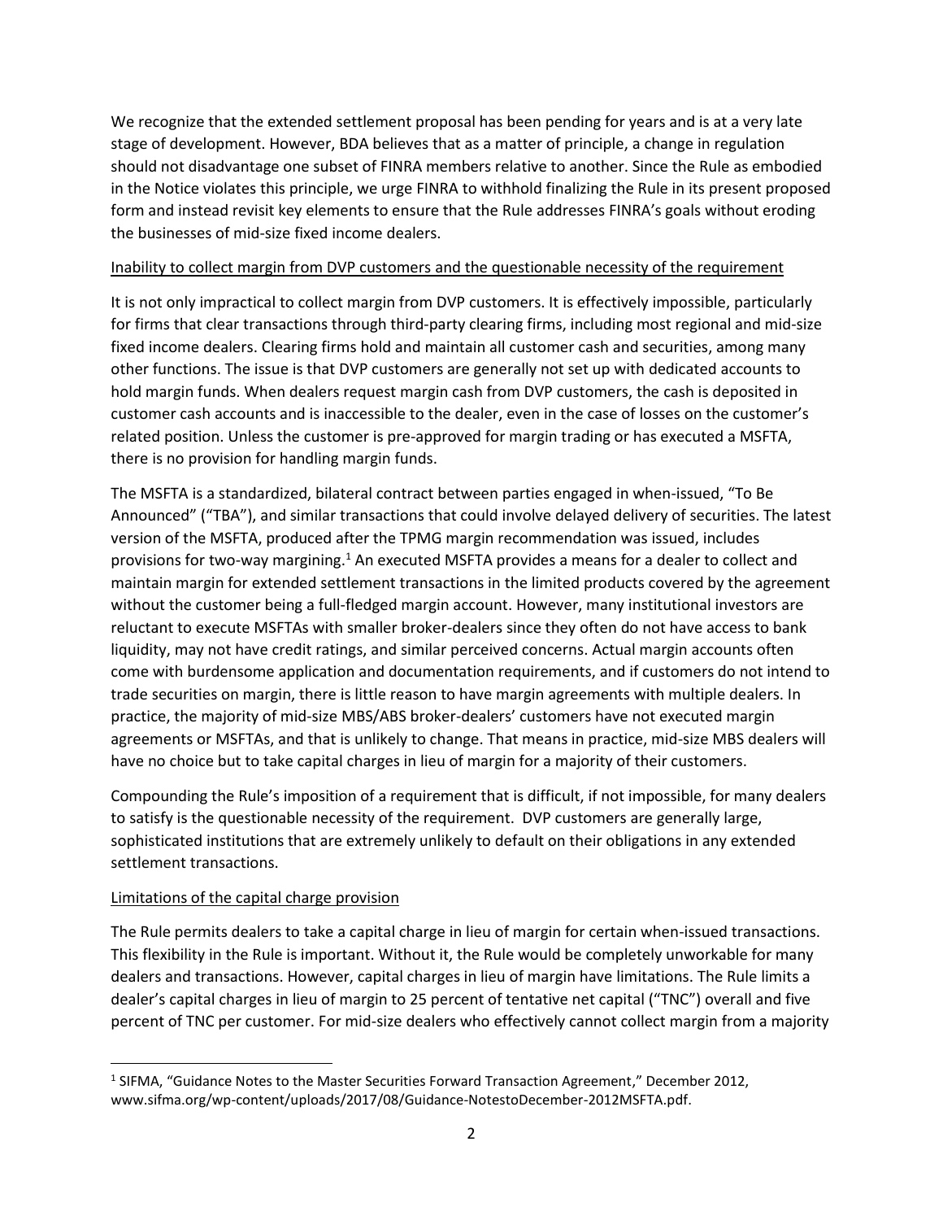We recognize that the extended settlement proposal has been pending for years and is at a very late stage of development. However, BDA believes that as a matter of principle, a change in regulation should not disadvantage one subset of FINRA members relative to another. Since the Rule as embodied in the Notice violates this principle, we urge FINRA to withhold finalizing the Rule in its present proposed form and instead revisit key elements to ensure that the Rule addresses FINRA's goals without eroding the businesses of mid-size fixed income dealers.

Inability to collect margin from DVP customers and the questionable necessity of the requirement

It is not only impractical to collect margin from DVP customers. It is effectively impossible, particularly for firms that clear transactions through third-party clearing firms, including most regional and mid-size fixed income dealers. Clearing firms hold and maintain all customer cash and securities, among many other functions. The issue is that DVP customers are generally not set up with dedicated accounts to hold margin funds. When dealers request margin cash from DVP customers, the cash is deposited in customer cash accounts and is inaccessible to the dealer, even in the case of losses on the customer's related position. Unless the customer is pre-approved for margin trading or has executed a MSFTA, there is no provision for handling margin funds.

The MSFTA is a standardized, bilateral contract between parties engaged in when-issued, "To Be Announced" ("TBA"), and similar transactions that could involve delayed delivery of securities. The latest version of the MSFTA, produced after the TPMG margin recommendation was issued, includes provisions for two-way margining.[1] An executed MSFTA provides a means for a dealer to collect and maintain margin for extended settlement transactions in the limited products covered by the agreement without the customer being a full-fledged margin account. However, many institutional investors are reluctant to execute MSFTAs with smaller broker-dealers since they often do not have access to bank liquidity, may not have credit ratings, and similar perceived concerns. Actual margin accounts often come with burdensome application and documentation requirements, and if customers do not intend to trade securities on margin, there is little reason to have margin agreements with multiple dealers. In practice, the majority of mid-size MBS/ABS broker-dealers' customers have not executed margin agreements or MSFTAs, and that is unlikely to change. That means in practice, mid-size MBS dealers will have no choice but to take capital charges in lieu of margin for a majority of their customers.

Compounding the Rule's imposition of a requirement that is difficult, if not impossible, for many dealers to satisfy is the questionable necessity of the requirement. DVP customers are generally large, sophisticated institutions that are extremely unlikely to default on their obligations in any extended settlement transactions.

Limitations of the capital charge provision

The Rule permits dealers to take a capital charge in lieu of margin for certain when-issued transactions. This flexibility in the Rule is important. Without it, the Rule would be completely unworkable for many dealers and transactions. However, capital charges in lieu of margin have limitations. The Rule limits a dealer's capital charges in lieu of margin to 25 percent of tentative net capital ("TNC") overall and five percent of TNC per customer. For mid-size dealers who effectively cannot collect margin from a majority

[1] SIFMA, "Guidance Notes to the Master Securities Forward Transaction Agreement," December 2012, www.sifma.org/wp-content/uploads/2017/08/Guidance-NotestoDecember-2012MSFTA.pdf.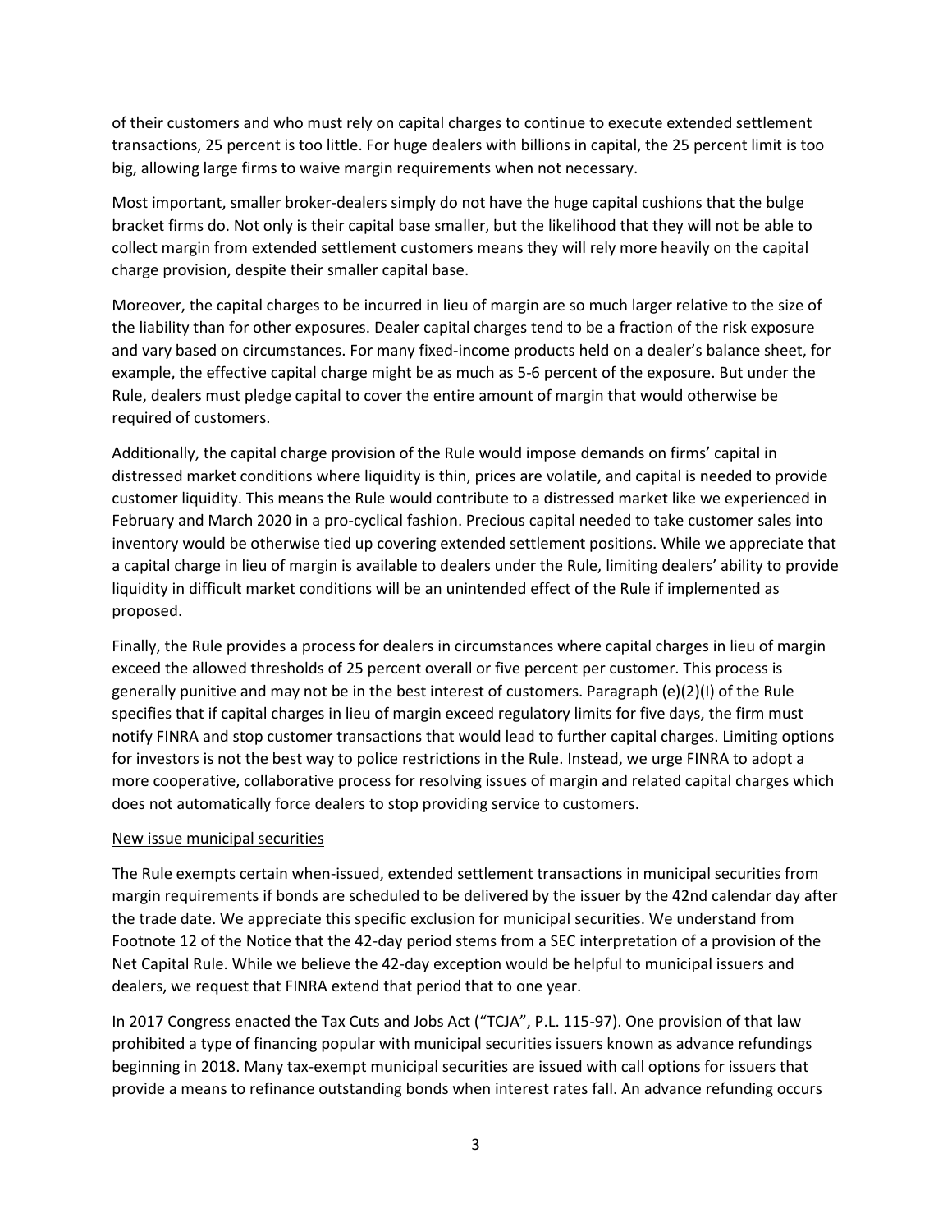of their customers and who must rely on capital charges to continue to execute extended settlement transactions, 25 percent is too little. For huge dealers with billions in capital, the 25 percent limit is too big, allowing large firms to waive margin requirements when not necessary.

Most important, smaller broker-dealers simply do not have the huge capital cushions that the bulge bracket firms do. Not only is their capital base smaller, but the likelihood that they will not be able to collect margin from extended settlement customers means they will rely more heavily on the capital charge provision, despite their smaller capital base.

Moreover, the capital charges to be incurred in lieu of margin are so much larger relative to the size of the liability than for other exposures. Dealer capital charges tend to be a fraction of the risk exposure and vary based on circumstances. For many fixed-income products held on a dealer's balance sheet, for example, the effective capital charge might be as much as 5-6 percent of the exposure. But under the Rule, dealers must pledge capital to cover the entire amount of margin that would otherwise be required of customers.

Additionally, the capital charge provision of the Rule would impose demands on firms' capital in distressed market conditions where liquidity is thin, prices are volatile, and capital is needed to provide customer liquidity. This means the Rule would contribute to a distressed market like we experienced in February and March 2020 in a pro-cyclical fashion. Precious capital needed to take customer sales into inventory would be otherwise tied up covering extended settlement positions. While we appreciate that a capital charge in lieu of margin is available to dealers under the Rule, limiting dealers' ability to provide liquidity in difficult market conditions will be an unintended effect of the Rule if implemented as proposed.

Finally, the Rule provides a process for dealers in circumstances where capital charges in lieu of margin exceed the allowed thresholds of 25 percent overall or five percent per customer. This process is generally punitive and may not be in the best interest of customers. Paragraph (e)(2)(I) of the Rule specifies that if capital charges in lieu of margin exceed regulatory limits for five days, the firm must notify FINRA and stop customer transactions that would lead to further capital charges. Limiting options for investors is not the best way to police restrictions in the Rule. Instead, we urge FINRA to adopt a more cooperative, collaborative process for resolving issues of margin and related capital charges which does not automatically force dealers to stop providing service to customers.

<u>New issue municipal securities</u>

The Rule exempts certain when-issued, extended settlement transactions in municipal securities from margin requirements if bonds are scheduled to be delivered by the issuer by the 42nd calendar day after the trade date. We appreciate this specific exclusion for municipal securities. We understand from Footnote 12 of the Notice that the 42-day period stems from a SEC interpretation of a provision of the Net Capital Rule. While we believe the 42-day exception would be helpful to municipal issuers and dealers, we request that FINRA extend that period that to one year.

In 2017 Congress enacted the Tax Cuts and Jobs Act ("TCJA", P.L. 115-97). One provision of that law prohibited a type of financing popular with municipal securities issuers known as advance refundings beginning in 2018. Many tax-exempt municipal securities are issued with call options for issuers that provide a means to refinance outstanding bonds when interest rates fall. An advance refunding occurs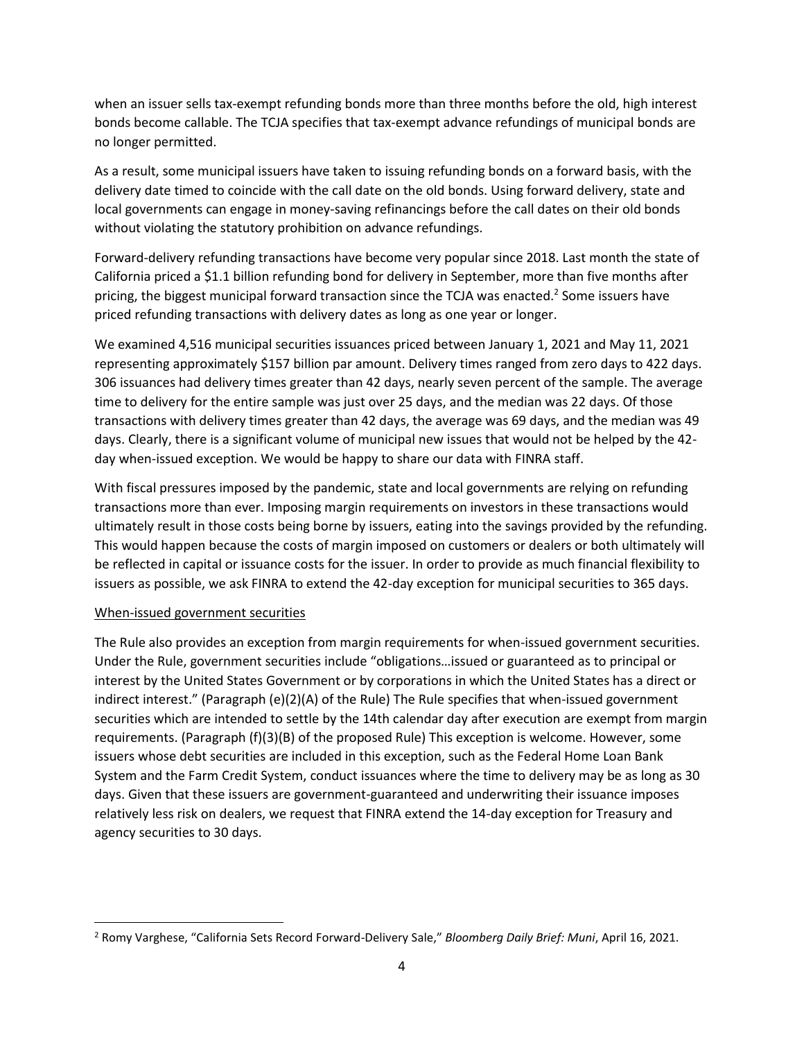when an issuer sells tax-exempt refunding bonds more than three months before the old, high interest bonds become callable. The TCJA specifies that tax-exempt advance refundings of municipal bonds are no longer permitted.

As a result, some municipal issuers have taken to issuing refunding bonds on a forward basis, with the delivery date timed to coincide with the call date on the old bonds. Using forward delivery, state and local governments can engage in money-saving refinancings before the call dates on their old bonds without violating the statutory prohibition on advance refundings.

Forward-delivery refunding transactions have become very popular since 2018. Last month the state of California priced a $1.1 billion refunding bond for delivery in September, more than five months after pricing, the biggest municipal forward transaction since the TCJA was enacted.[2] Some issuers have priced refunding transactions with delivery dates as long as one year or longer.

We examined 4,516 municipal securities issuances priced between January 1, 2021 and May 11, 2021 representing approximately $157 billion par amount. Delivery times ranged from zero days to 422 days. 306 issuances had delivery times greater than 42 days, nearly seven percent of the sample. The average time to delivery for the entire sample was just over 25 days, and the median was 22 days. Of those transactions with delivery times greater than 42 days, the average was 69 days, and the median was 49 days. Clearly, there is a significant volume of municipal new issues that would not be helped by the 42-day when-issued exception. We would be happy to share our data with FINRA staff.

With fiscal pressures imposed by the pandemic, state and local governments are relying on refunding transactions more than ever. Imposing margin requirements on investors in these transactions would ultimately result in those costs being borne by issuers, eating into the savings provided by the refunding. This would happen because the costs of margin imposed on customers or dealers or both ultimately will be reflected in capital or issuance costs for the issuer. In order to provide as much financial flexibility to issuers as possible, we ask FINRA to extend the 42-day exception for municipal securities to 365 days.

<u>When-issued government securities</u>

The Rule also provides an exception from margin requirements for when-issued government securities. Under the Rule, government securities include "obligations…issued or guaranteed as to principal or interest by the United States Government or by corporations in which the United States has a direct or indirect interest." (Paragraph (e)(2)(A) of the Rule) The Rule specifies that when-issued government securities which are intended to settle by the 14th calendar day after execution are exempt from margin requirements. (Paragraph (f)(3)(B) of the proposed Rule) This exception is welcome. However, some issuers whose debt securities are included in this exception, such as the Federal Home Loan Bank System and the Farm Credit System, conduct issuances where the time to delivery may be as long as 30 days. Given that these issuers are government-guaranteed and underwriting their issuance imposes relatively less risk on dealers, we request that FINRA extend the 14-day exception for Treasury and agency securities to 30 days.

---

[2] Romy Varghese, "California Sets Record Forward-Delivery Sale," *Bloomberg Daily Brief: Muni*, April 16, 2021.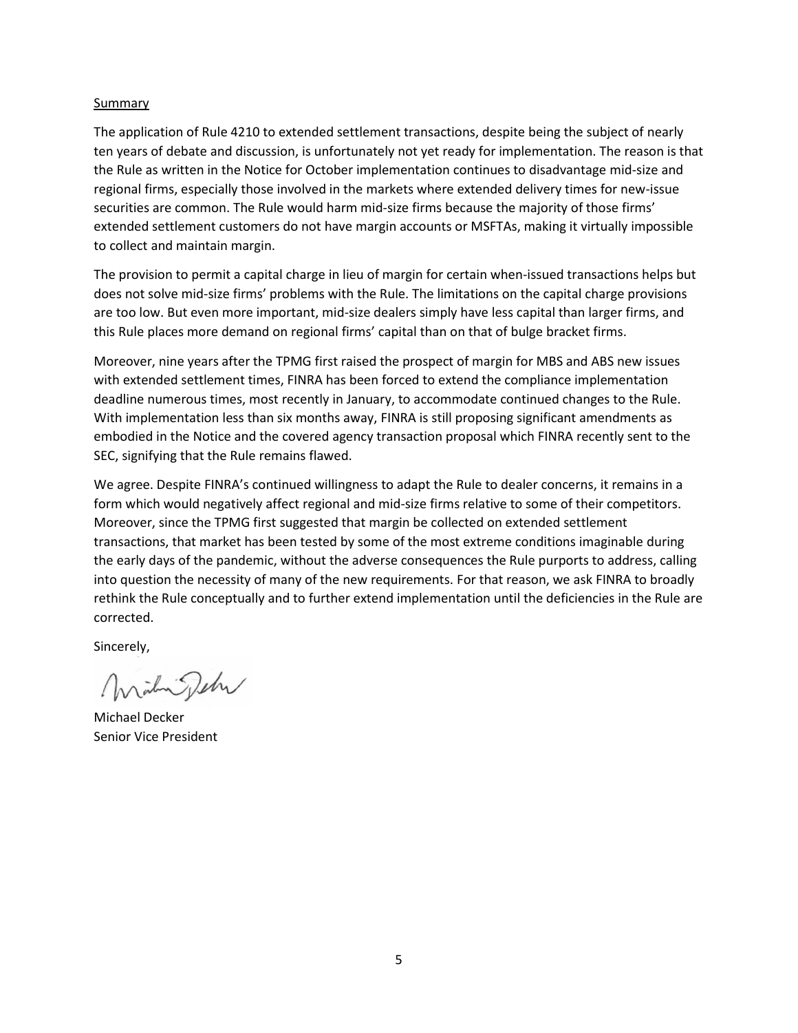<u>Summary</u>

The application of Rule 4210 to extended settlement transactions, despite being the subject of nearly ten years of debate and discussion, is unfortunately not yet ready for implementation. The reason is that the Rule as written in the Notice for October implementation continues to disadvantage mid-size and regional firms, especially those involved in the markets where extended delivery times for new-issue securities are common. The Rule would harm mid-size firms because the majority of those firms' extended settlement customers do not have margin accounts or MSFTAs, making it virtually impossible to collect and maintain margin.

The provision to permit a capital charge in lieu of margin for certain when-issued transactions helps but does not solve mid-size firms' problems with the Rule. The limitations on the capital charge provisions are too low. But even more important, mid-size dealers simply have less capital than larger firms, and this Rule places more demand on regional firms' capital than on that of bulge bracket firms.

Moreover, nine years after the TPMG first raised the prospect of margin for MBS and ABS new issues with extended settlement times, FINRA has been forced to extend the compliance implementation deadline numerous times, most recently in January, to accommodate continued changes to the Rule. With implementation less than six months away, FINRA is still proposing significant amendments as embodied in the Notice and the covered agency transaction proposal which FINRA recently sent to the SEC, signifying that the Rule remains flawed.

We agree. Despite FINRA's continued willingness to adapt the Rule to dealer concerns, it remains in a form which would negatively affect regional and mid-size firms relative to some of their competitors. Moreover, since the TPMG first suggested that margin be collected on extended settlement transactions, that market has been tested by some of the most extreme conditions imaginable during the early days of the pandemic, without the adverse consequences the Rule purports to address, calling into question the necessity of many of the new requirements. For that reason, we ask FINRA to broadly rethink the Rule conceptually and to further extend implementation until the deficiencies in the Rule are corrected.

Sincerely,

Michael Decker
Senior Vice President